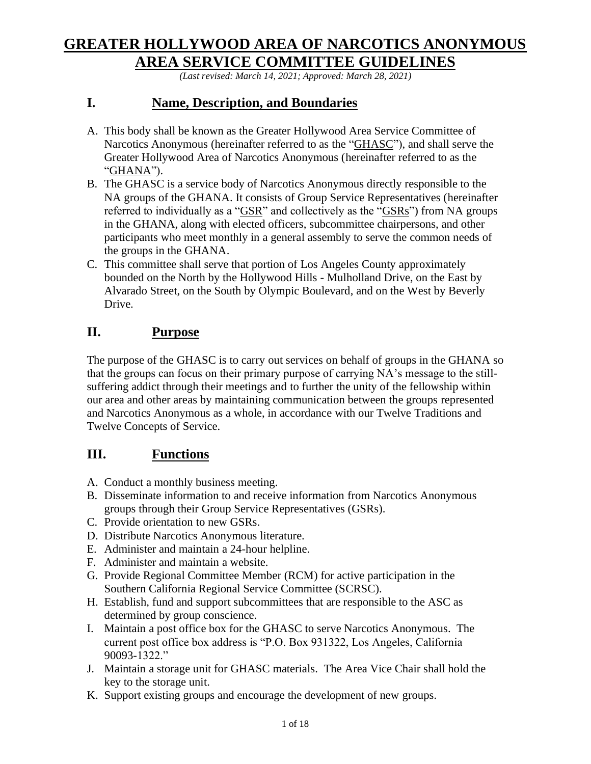# GREATER HOLLYWOOD AREA OF NARCOTICS ANONYMOUS AREA SERVICE COMMITTEE GUIDELINES

*(Last revised: March 14, 2021; Approved: March 28, 2021)*

## I. Name, Description, and Boundaries

A. This body shall be known as the Greater Hollywood Area Service Committee of Narcotics Anonymous (hereinafter referred to as the "GHASC"), and shall serve the Greater Hollywood Area of Narcotics Anonymous (hereinafter referred to as the "GHANA").

B. The GHASC is a service body of Narcotics Anonymous directly responsible to the NA groups of the GHANA. It consists of Group Service Representatives (hereinafter referred to individually as a "GSR" and collectively as the "GSRs") from NA groups in the GHANA, along with elected officers, subcommittee chairpersons, and other participants who meet monthly in a general assembly to serve the common needs of the groups in the GHANA.

C. This committee shall serve that portion of Los Angeles County approximately bounded on the North by the Hollywood Hills - Mulholland Drive, on the East by Alvarado Street, on the South by Olympic Boulevard, and on the West by Beverly Drive.

## II. Purpose

The purpose of the GHASC is to carry out services on behalf of groups in the GHANA so that the groups can focus on their primary purpose of carrying NA's message to the still-suffering addict through their meetings and to further the unity of the fellowship within our area and other areas by maintaining communication between the groups represented and Narcotics Anonymous as a whole, in accordance with our Twelve Traditions and Twelve Concepts of Service.

## III. Functions

A. Conduct a monthly business meeting.

B. Disseminate information to and receive information from Narcotics Anonymous groups through their Group Service Representatives (GSRs).

C. Provide orientation to new GSRs.

D. Distribute Narcotics Anonymous literature.

E. Administer and maintain a 24-hour helpline.

F. Administer and maintain a website.

G. Provide Regional Committee Member (RCM) for active participation in the Southern California Regional Service Committee (SCRSC).

H. Establish, fund and support subcommittees that are responsible to the ASC as determined by group conscience.

I. Maintain a post office box for the GHASC to serve Narcotics Anonymous. The current post office box address is "P.O. Box 931322, Los Angeles, California 90093-1322."

J. Maintain a storage unit for GHASC materials. The Area Vice Chair shall hold the key to the storage unit.

K. Support existing groups and encourage the development of new groups.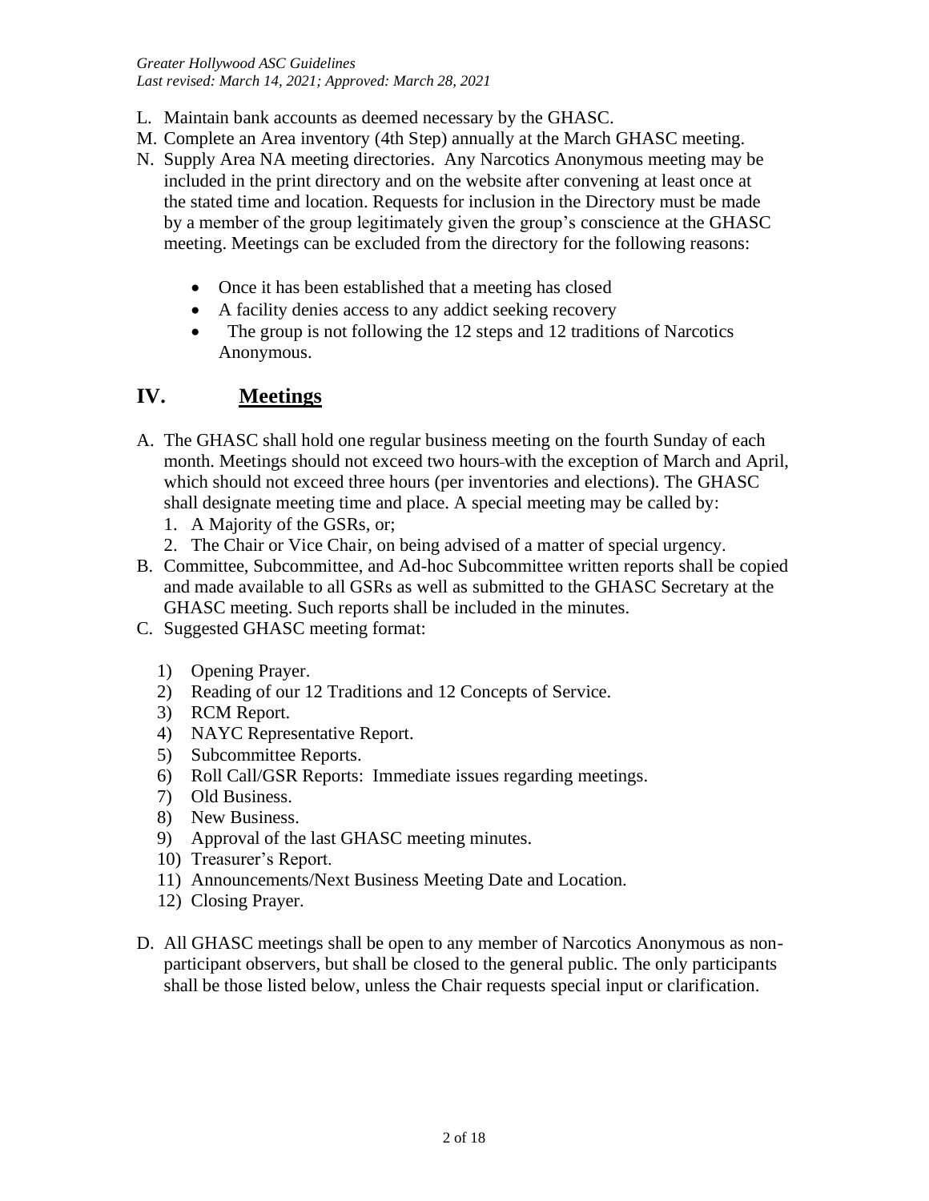L. Maintain bank accounts as deemed necessary by the GHASC.
M. Complete an Area inventory (4th Step) annually at the March GHASC meeting.
N. Supply Area NA meeting directories. Any Narcotics Anonymous meeting may be included in the print directory and on the website after convening at least once at the stated time and location. Requests for inclusion in the Directory must be made by a member of the group legitimately given the group's conscience at the GHASC meeting. Meetings can be excluded from the directory for the following reasons:

    - Once it has been established that a meeting has closed
    - A facility denies access to any addict seeking recovery
    - The group is not following the 12 steps and 12 traditions of Narcotics Anonymous.

## IV. Meetings

A. The GHASC shall hold one regular business meeting on the fourth Sunday of each month. Meetings should not exceed two hours with the exception of March and April, which should not exceed three hours (per inventories and elections). The GHASC shall designate meeting time and place. A special meeting may be called by:
    1. A Majority of the GSRs, or;
    2. The Chair or Vice Chair, on being advised of a matter of special urgency.
B. Committee, Subcommittee, and Ad-hoc Subcommittee written reports shall be copied and made available to all GSRs as well as submitted to the GHASC Secretary at the GHASC meeting. Such reports shall be included in the minutes.
C. Suggested GHASC meeting format:

    1) Opening Prayer.
    2) Reading of our 12 Traditions and 12 Concepts of Service.
    3) RCM Report.
    4) NAYC Representative Report.
    5) Subcommittee Reports.
    6) Roll Call/GSR Reports: Immediate issues regarding meetings.
    7) Old Business.
    8) New Business.
    9) Approval of the last GHASC meeting minutes.
    10) Treasurer's Report.
    11) Announcements/Next Business Meeting Date and Location.
    12) Closing Prayer.

D. All GHASC meetings shall be open to any member of Narcotics Anonymous as non-participant observers, but shall be closed to the general public. The only participants shall be those listed below, unless the Chair requests special input or clarification.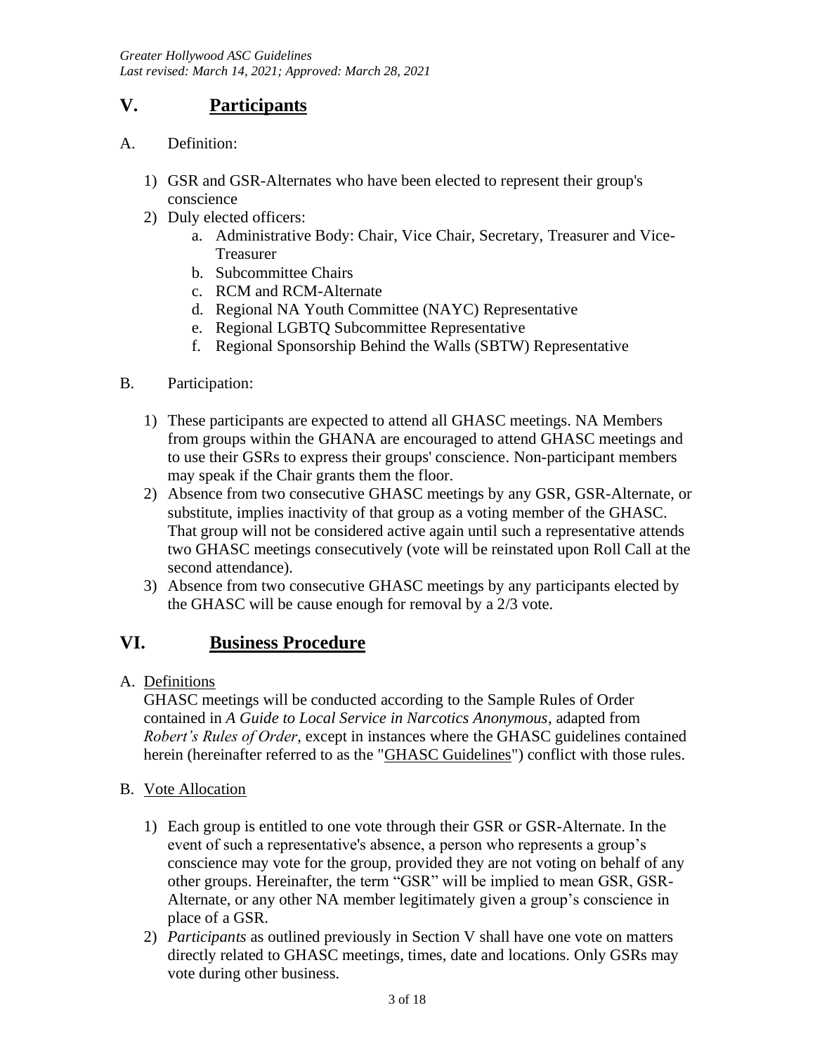## V. Participants

A. Definition:

1) GSR and GSR-Alternates who have been elected to represent their group's conscience
2) Duly elected officers:
    a. Administrative Body: Chair, Vice Chair, Secretary, Treasurer and Vice-Treasurer
    b. Subcommittee Chairs
    c. RCM and RCM-Alternate
    d. Regional NA Youth Committee (NAYC) Representative
    e. Regional LGBTQ Subcommittee Representative
    f. Regional Sponsorship Behind the Walls (SBTW) Representative

B. Participation:

1) These participants are expected to attend all GHASC meetings. NA Members from groups within the GHANA are encouraged to attend GHASC meetings and to use their GSRs to express their groups' conscience. Non-participant members may speak if the Chair grants them the floor.
2) Absence from two consecutive GHASC meetings by any GSR, GSR-Alternate, or substitute, implies inactivity of that group as a voting member of the GHASC. That group will not be considered active again until such a representative attends two GHASC meetings consecutively (vote will be reinstated upon Roll Call at the second attendance).
3) Absence from two consecutive GHASC meetings by any participants elected by the GHASC will be cause enough for removal by a 2/3 vote.

## VI. Business Procedure

A. Definitions

GHASC meetings will be conducted according to the Sample Rules of Order contained in *A Guide to Local Service in Narcotics Anonymous*, adapted from *Robert's Rules of Order*, except in instances where the GHASC guidelines contained herein (hereinafter referred to as the "GHASC Guidelines") conflict with those rules.

B. Vote Allocation

1) Each group is entitled to one vote through their GSR or GSR-Alternate. In the event of such a representative's absence, a person who represents a group's conscience may vote for the group, provided they are not voting on behalf of any other groups. Hereinafter, the term "GSR" will be implied to mean GSR, GSR-Alternate, or any other NA member legitimately given a group's conscience in place of a GSR.
2) *Participants* as outlined previously in Section V shall have one vote on matters directly related to GHASC meetings, times, date and locations. Only GSRs may vote during other business.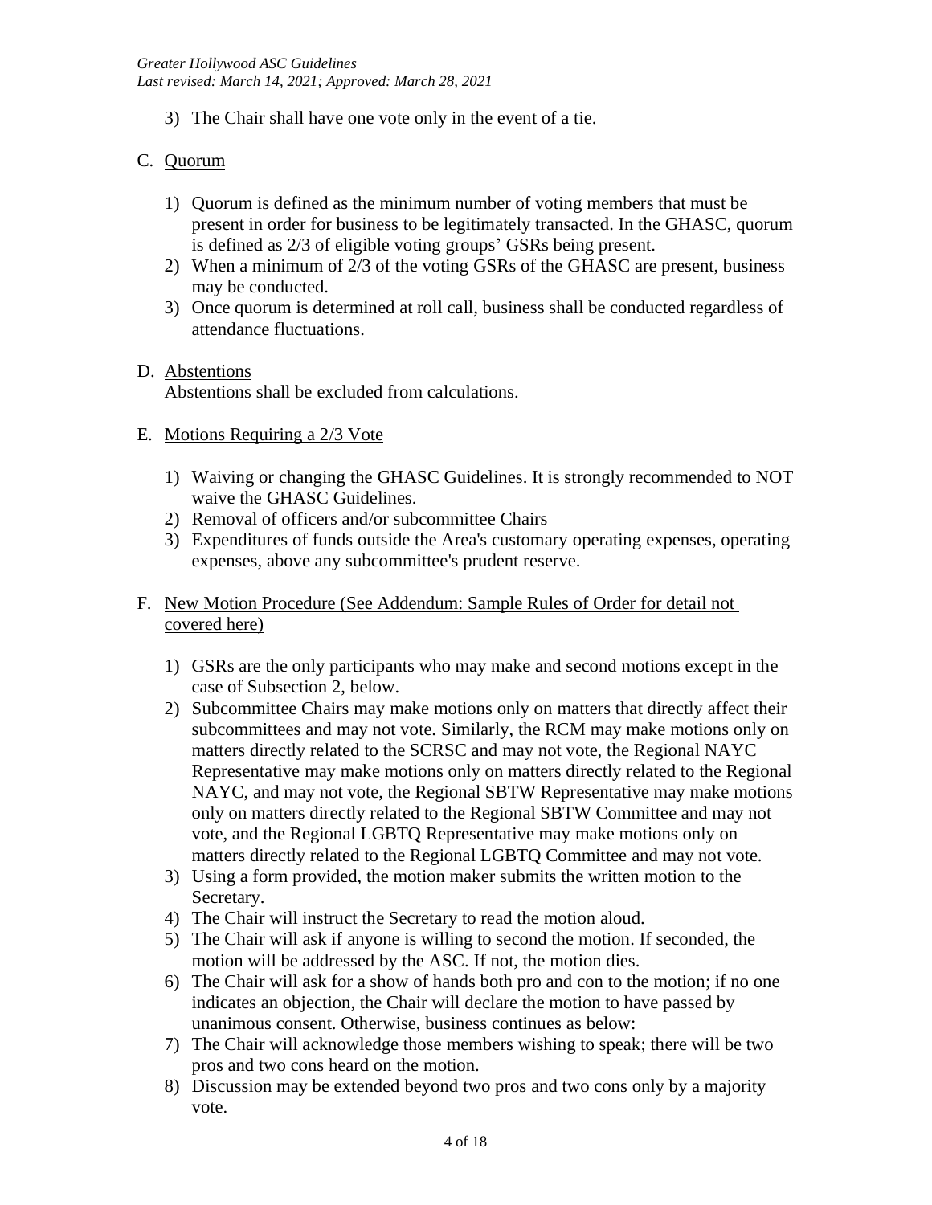3) The Chair shall have one vote only in the event of a tie.

C. Quorum

1) Quorum is defined as the minimum number of voting members that must be present in order for business to be legitimately transacted. In the GHASC, quorum is defined as 2/3 of eligible voting groups' GSRs being present.
2) When a minimum of 2/3 of the voting GSRs of the GHASC are present, business may be conducted.
3) Once quorum is determined at roll call, business shall be conducted regardless of attendance fluctuations.

D. Abstentions

Abstentions shall be excluded from calculations.

E. Motions Requiring a 2/3 Vote

1) Waiving or changing the GHASC Guidelines. It is strongly recommended to NOT waive the GHASC Guidelines.
2) Removal of officers and/or subcommittee Chairs
3) Expenditures of funds outside the Area's customary operating expenses, operating expenses, above any subcommittee's prudent reserve.

F. New Motion Procedure (See Addendum: Sample Rules of Order for detail not covered here)

1) GSRs are the only participants who may make and second motions except in the case of Subsection 2, below.
2) Subcommittee Chairs may make motions only on matters that directly affect their subcommittees and may not vote. Similarly, the RCM may make motions only on matters directly related to the SCRSC and may not vote, the Regional NAYC Representative may make motions only on matters directly related to the Regional NAYC, and may not vote, the Regional SBTW Representative may make motions only on matters directly related to the Regional SBTW Committee and may not vote, and the Regional LGBTQ Representative may make motions only on matters directly related to the Regional LGBTQ Committee and may not vote.
3) Using a form provided, the motion maker submits the written motion to the Secretary.
4) The Chair will instruct the Secretary to read the motion aloud.
5) The Chair will ask if anyone is willing to second the motion. If seconded, the motion will be addressed by the ASC. If not, the motion dies.
6) The Chair will ask for a show of hands both pro and con to the motion; if no one indicates an objection, the Chair will declare the motion to have passed by unanimous consent. Otherwise, business continues as below:
7) The Chair will acknowledge those members wishing to speak; there will be two pros and two cons heard on the motion.
8) Discussion may be extended beyond two pros and two cons only by a majority vote.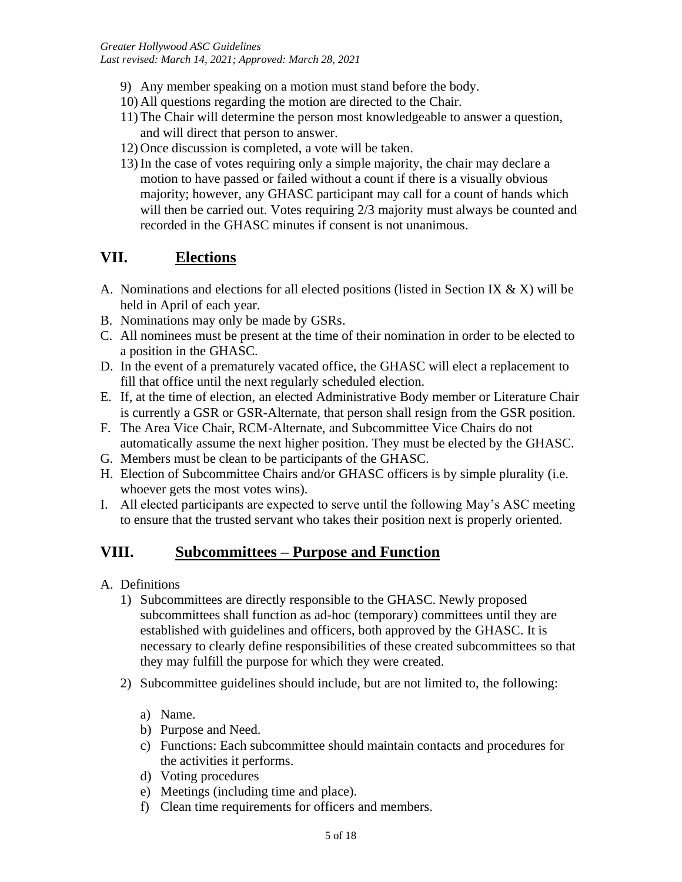9) Any member speaking on a motion must stand before the body.
10) All questions regarding the motion are directed to the Chair.
11) The Chair will determine the person most knowledgeable to answer a question, and will direct that person to answer.
12) Once discussion is completed, a vote will be taken.
13) In the case of votes requiring only a simple majority, the chair may declare a motion to have passed or failed without a count if there is a visually obvious majority; however, any GHASC participant may call for a count of hands which will then be carried out. Votes requiring 2/3 majority must always be counted and recorded in the GHASC minutes if consent is not unanimous.

## VII. Elections

A. Nominations and elections for all elected positions (listed in Section IX & X) will be held in April of each year.
B. Nominations may only be made by GSRs.
C. All nominees must be present at the time of their nomination in order to be elected to a position in the GHASC.
D. In the event of a prematurely vacated office, the GHASC will elect a replacement to fill that office until the next regularly scheduled election.
E. If, at the time of election, an elected Administrative Body member or Literature Chair is currently a GSR or GSR-Alternate, that person shall resign from the GSR position.
F. The Area Vice Chair, RCM-Alternate, and Subcommittee Vice Chairs do not automatically assume the next higher position. They must be elected by the GHASC.
G. Members must be clean to be participants of the GHASC.
H. Election of Subcommittee Chairs and/or GHASC officers is by simple plurality (i.e. whoever gets the most votes wins).
I. All elected participants are expected to serve until the following May's ASC meeting to ensure that the trusted servant who takes their position next is properly oriented.

## VIII. Subcommittees – Purpose and Function

A. Definitions
   1) Subcommittees are directly responsible to the GHASC. Newly proposed subcommittees shall function as ad-hoc (temporary) committees until they are established with guidelines and officers, both approved by the GHASC. It is necessary to clearly define responsibilities of these created subcommittees so that they may fulfill the purpose for which they were created.
   2) Subcommittee guidelines should include, but are not limited to, the following:
      a) Name.
      b) Purpose and Need.
      c) Functions: Each subcommittee should maintain contacts and procedures for the activities it performs.
      d) Voting procedures
      e) Meetings (including time and place).
      f) Clean time requirements for officers and members.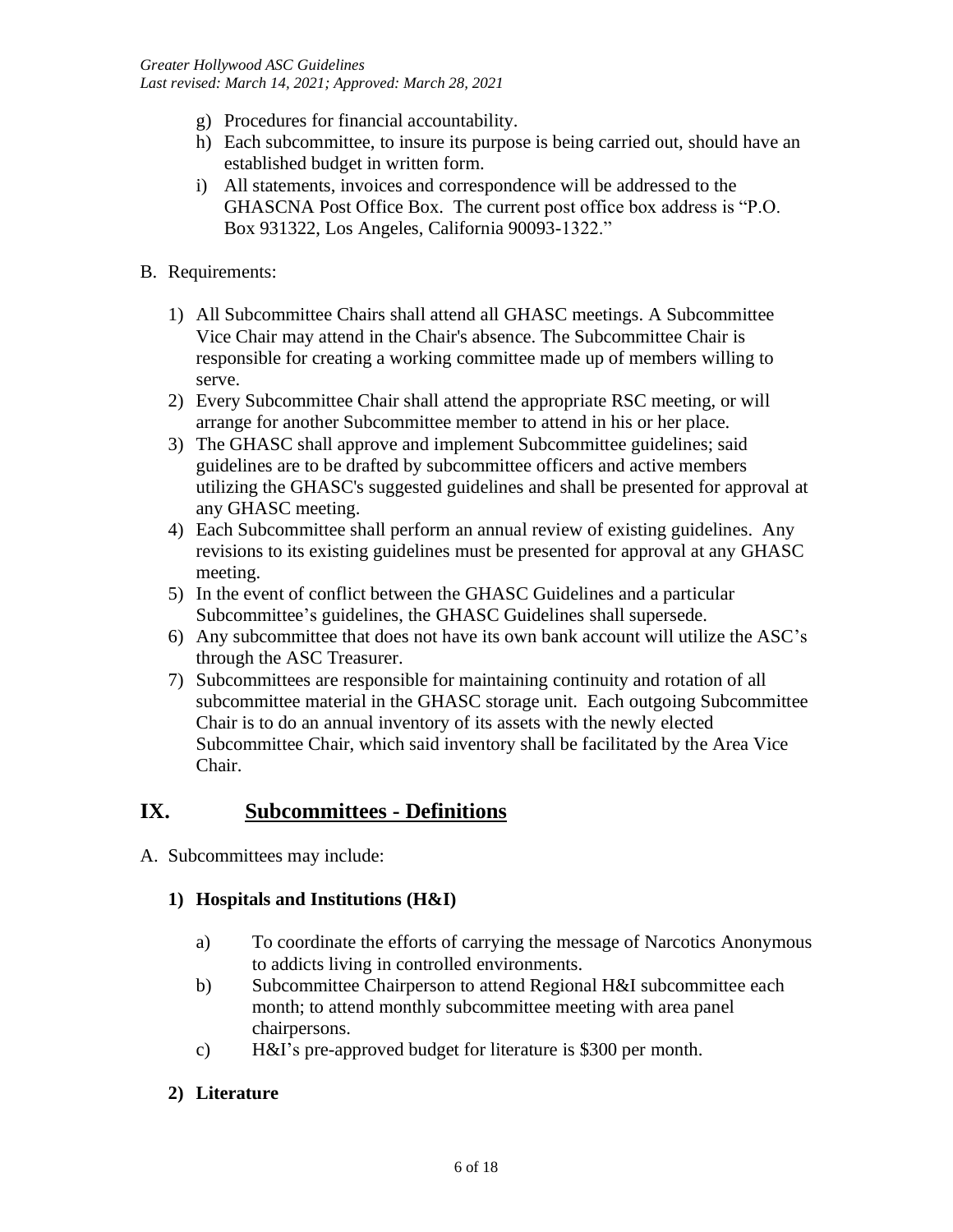g) Procedures for financial accountability.
h) Each subcommittee, to insure its purpose is being carried out, should have an established budget in written form.
i) All statements, invoices and correspondence will be addressed to the GHASCNA Post Office Box. The current post office box address is "P.O. Box 931322, Los Angeles, California 90093-1322."

B. Requirements:

1) All Subcommittee Chairs shall attend all GHASC meetings. A Subcommittee Vice Chair may attend in the Chair's absence. The Subcommittee Chair is responsible for creating a working committee made up of members willing to serve.
2) Every Subcommittee Chair shall attend the appropriate RSC meeting, or will arrange for another Subcommittee member to attend in his or her place.
3) The GHASC shall approve and implement Subcommittee guidelines; said guidelines are to be drafted by subcommittee officers and active members utilizing the GHASC's suggested guidelines and shall be presented for approval at any GHASC meeting.
4) Each Subcommittee shall perform an annual review of existing guidelines. Any revisions to its existing guidelines must be presented for approval at any GHASC meeting.
5) In the event of conflict between the GHASC Guidelines and a particular Subcommittee's guidelines, the GHASC Guidelines shall supersede.
6) Any subcommittee that does not have its own bank account will utilize the ASC's through the ASC Treasurer.
7) Subcommittees are responsible for maintaining continuity and rotation of all subcommittee material in the GHASC storage unit. Each outgoing Subcommittee Chair is to do an annual inventory of its assets with the newly elected Subcommittee Chair, which said inventory shall be facilitated by the Area Vice Chair.

## IX. Subcommittees - Definitions

A. Subcommittees may include:

### 1) Hospitals and Institutions (H&I)

a) To coordinate the efforts of carrying the message of Narcotics Anonymous to addicts living in controlled environments.
b) Subcommittee Chairperson to attend Regional H&I subcommittee each month; to attend monthly subcommittee meeting with area panel chairpersons.
c) H&I's pre-approved budget for literature is $300 per month.

### 2) Literature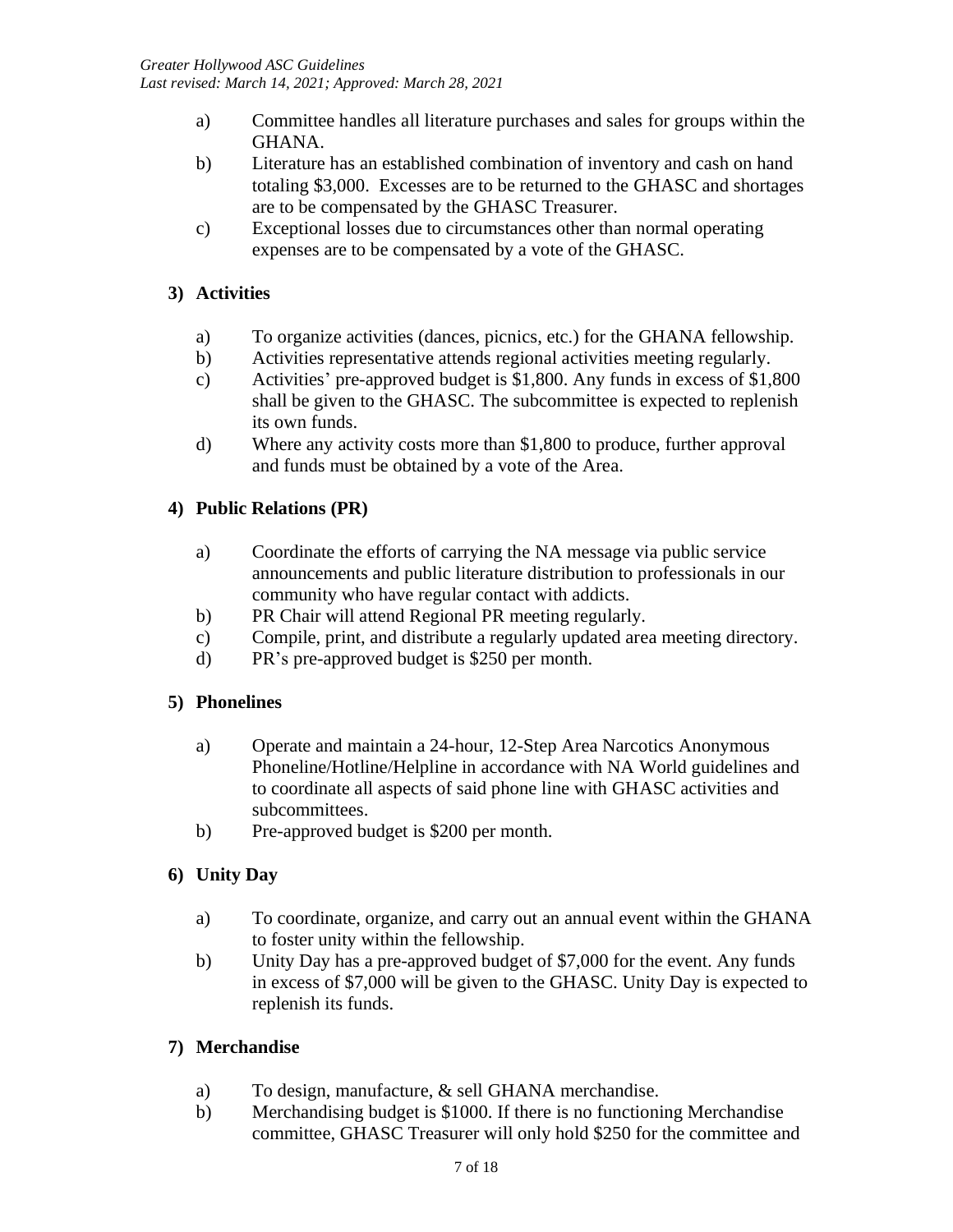a) Committee handles all literature purchases and sales for groups within the GHANA.
b) Literature has an established combination of inventory and cash on hand totaling $3,000. Excesses are to be returned to the GHASC and shortages are to be compensated by the GHASC Treasurer.
c) Exceptional losses due to circumstances other than normal operating expenses are to be compensated by a vote of the GHASC.

### 3) Activities

a) To organize activities (dances, picnics, etc.) for the GHANA fellowship.
b) Activities representative attends regional activities meeting regularly.
c) Activities' pre-approved budget is $1,800. Any funds in excess of $1,800 shall be given to the GHASC. The subcommittee is expected to replenish its own funds.
d) Where any activity costs more than $1,800 to produce, further approval and funds must be obtained by a vote of the Area.

### 4) Public Relations (PR)

a) Coordinate the efforts of carrying the NA message via public service announcements and public literature distribution to professionals in our community who have regular contact with addicts.
b) PR Chair will attend Regional PR meeting regularly.
c) Compile, print, and distribute a regularly updated area meeting directory.
d) PR's pre-approved budget is $250 per month.

### 5) Phonelines

a) Operate and maintain a 24-hour, 12-Step Area Narcotics Anonymous Phoneline/Hotline/Helpline in accordance with NA World guidelines and to coordinate all aspects of said phone line with GHASC activities and subcommittees.
b) Pre-approved budget is $200 per month.

### 6) Unity Day

a) To coordinate, organize, and carry out an annual event within the GHANA to foster unity within the fellowship.
b) Unity Day has a pre-approved budget of $7,000 for the event. Any funds in excess of $7,000 will be given to the GHASC. Unity Day is expected to replenish its funds.

### 7) Merchandise

a) To design, manufacture, & sell GHANA merchandise.
b) Merchandising budget is $1000. If there is no functioning Merchandise committee, GHASC Treasurer will only hold $250 for the committee and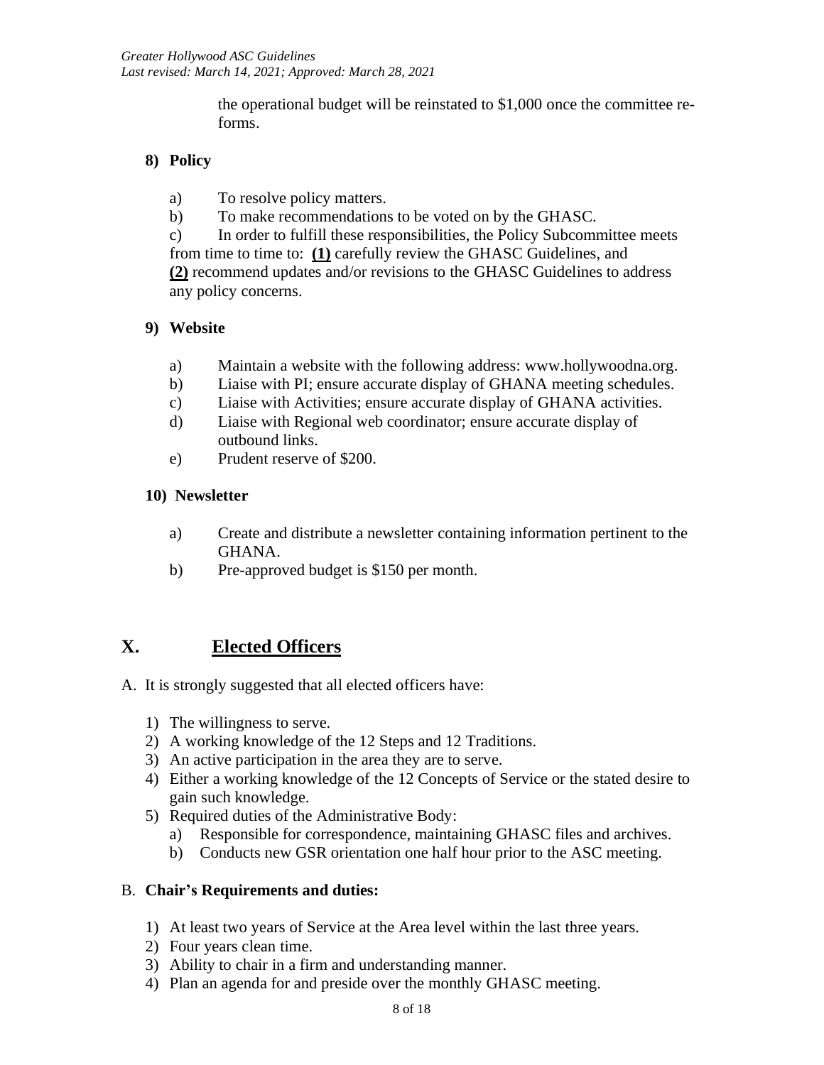the operational budget will be reinstated to $1,000 once the committee re-forms.

**8) Policy**

a) To resolve policy matters.
b) To make recommendations to be voted on by the GHASC.
c) In order to fulfill these responsibilities, the Policy Subcommittee meets from time to time to: **(1)** carefully review the GHASC Guidelines, and **(2)** recommend updates and/or revisions to the GHASC Guidelines to address any policy concerns.

**9) Website**

a) Maintain a website with the following address: www.hollywoodna.org.
b) Liaise with PI; ensure accurate display of GHANA meeting schedules.
c) Liaise with Activities; ensure accurate display of GHANA activities.
d) Liaise with Regional web coordinator; ensure accurate display of outbound links.
e) Prudent reserve of $200.

**10) Newsletter**

a) Create and distribute a newsletter containing information pertinent to the GHANA.
b) Pre-approved budget is $150 per month.

## X. Elected Officers

A. It is strongly suggested that all elected officers have:

1) The willingness to serve.
2) A working knowledge of the 12 Steps and 12 Traditions.
3) An active participation in the area they are to serve.
4) Either a working knowledge of the 12 Concepts of Service or the stated desire to gain such knowledge.
5) Required duties of the Administrative Body:
   a) Responsible for correspondence, maintaining GHASC files and archives.
   b) Conducts new GSR orientation one half hour prior to the ASC meeting.

B. **Chair's Requirements and duties:**

1) At least two years of Service at the Area level within the last three years.
2) Four years clean time.
3) Ability to chair in a firm and understanding manner.
4) Plan an agenda for and preside over the monthly GHASC meeting.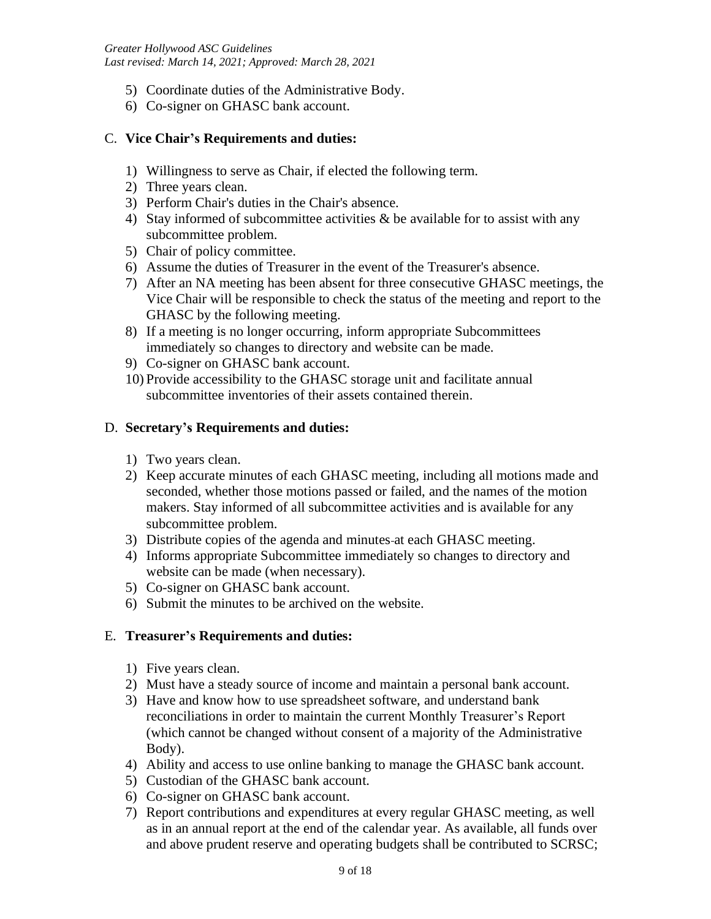5) Coordinate duties of the Administrative Body.
6) Co-signer on GHASC bank account.

C. **Vice Chair's Requirements and duties:**

1) Willingness to serve as Chair, if elected the following term.
2) Three years clean.
3) Perform Chair's duties in the Chair's absence.
4) Stay informed of subcommittee activities & be available for to assist with any subcommittee problem.
5) Chair of policy committee.
6) Assume the duties of Treasurer in the event of the Treasurer's absence.
7) After an NA meeting has been absent for three consecutive GHASC meetings, the Vice Chair will be responsible to check the status of the meeting and report to the GHASC by the following meeting.
8) If a meeting is no longer occurring, inform appropriate Subcommittees immediately so changes to directory and website can be made.
9) Co-signer on GHASC bank account.
10) Provide accessibility to the GHASC storage unit and facilitate annual subcommittee inventories of their assets contained therein.

D. **Secretary's Requirements and duties:**

1) Two years clean.
2) Keep accurate minutes of each GHASC meeting, including all motions made and seconded, whether those motions passed or failed, and the names of the motion makers. Stay informed of all subcommittee activities and is available for any subcommittee problem.
3) Distribute copies of the agenda and minutes at each GHASC meeting.
4) Informs appropriate Subcommittee immediately so changes to directory and website can be made (when necessary).
5) Co-signer on GHASC bank account.
6) Submit the minutes to be archived on the website.

E. **Treasurer's Requirements and duties:**

1) Five years clean.
2) Must have a steady source of income and maintain a personal bank account.
3) Have and know how to use spreadsheet software, and understand bank reconciliations in order to maintain the current Monthly Treasurer's Report (which cannot be changed without consent of a majority of the Administrative Body).
4) Ability and access to use online banking to manage the GHASC bank account.
5) Custodian of the GHASC bank account.
6) Co-signer on GHASC bank account.
7) Report contributions and expenditures at every regular GHASC meeting, as well as in an annual report at the end of the calendar year. As available, all funds over and above prudent reserve and operating budgets shall be contributed to SCRSC;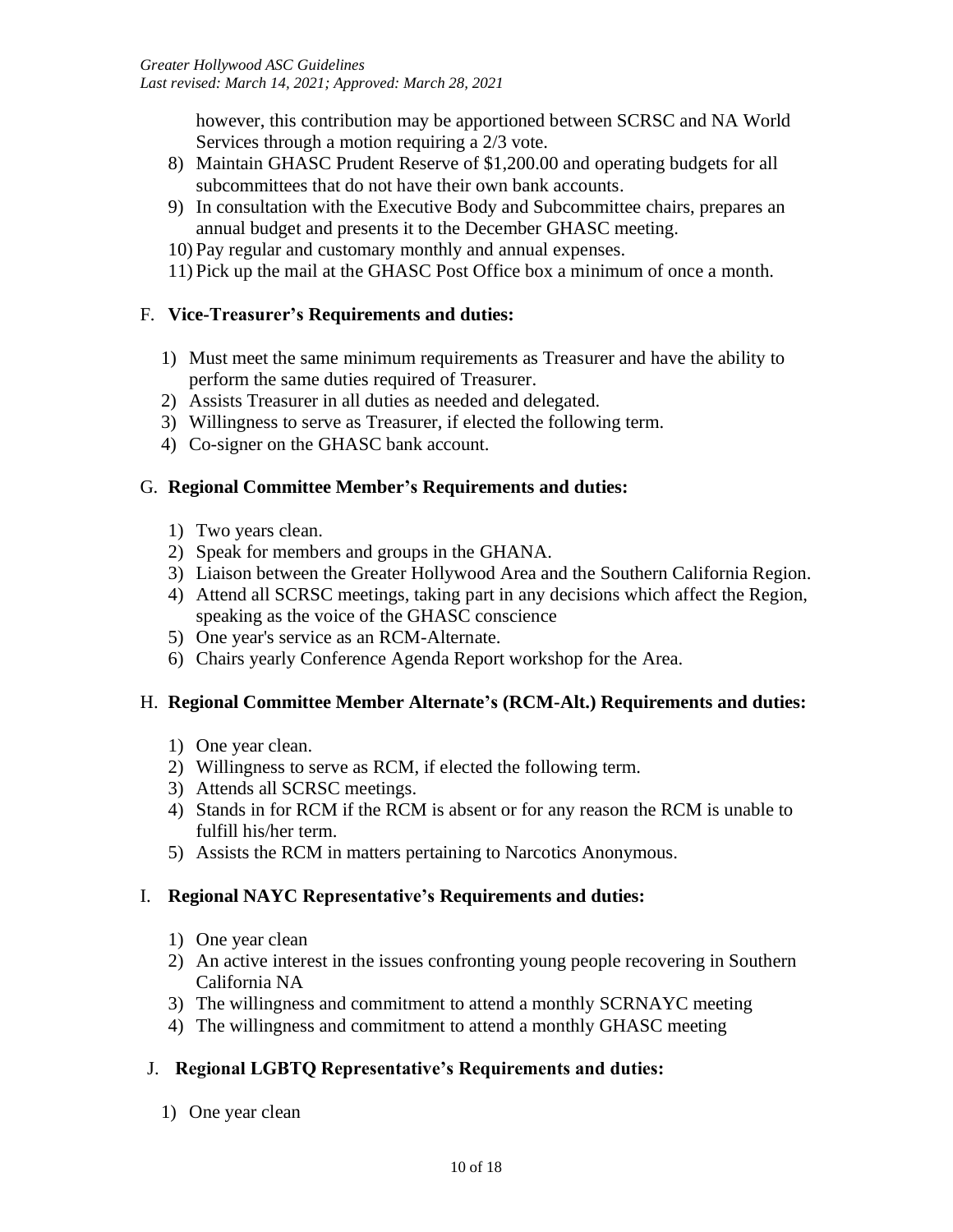however, this contribution may be apportioned between SCRSC and NA World Services through a motion requiring a 2/3 vote.

8) Maintain GHASC Prudent Reserve of $1,200.00 and operating budgets for all subcommittees that do not have their own bank accounts.
9) In consultation with the Executive Body and Subcommittee chairs, prepares an annual budget and presents it to the December GHASC meeting.
10) Pay regular and customary monthly and annual expenses.
11) Pick up the mail at the GHASC Post Office box a minimum of once a month.

F. **Vice-Treasurer's Requirements and duties:**

1) Must meet the same minimum requirements as Treasurer and have the ability to perform the same duties required of Treasurer.
2) Assists Treasurer in all duties as needed and delegated.
3) Willingness to serve as Treasurer, if elected the following term.
4) Co-signer on the GHASC bank account.

G. **Regional Committee Member's Requirements and duties:**

1) Two years clean.
2) Speak for members and groups in the GHANA.
3) Liaison between the Greater Hollywood Area and the Southern California Region.
4) Attend all SCRSC meetings, taking part in any decisions which affect the Region, speaking as the voice of the GHASC conscience
5) One year's service as an RCM-Alternate.
6) Chairs yearly Conference Agenda Report workshop for the Area.

H. **Regional Committee Member Alternate's (RCM-Alt.) Requirements and duties:**

1) One year clean.
2) Willingness to serve as RCM, if elected the following term.
3) Attends all SCRSC meetings.
4) Stands in for RCM if the RCM is absent or for any reason the RCM is unable to fulfill his/her term.
5) Assists the RCM in matters pertaining to Narcotics Anonymous.

I. **Regional NAYC Representative's Requirements and duties:**

1) One year clean
2) An active interest in the issues confronting young people recovering in Southern California NA
3) The willingness and commitment to attend a monthly SCRNAYC meeting
4) The willingness and commitment to attend a monthly GHASC meeting

J. **Regional LGBTQ Representative's Requirements and duties:**

1) One year clean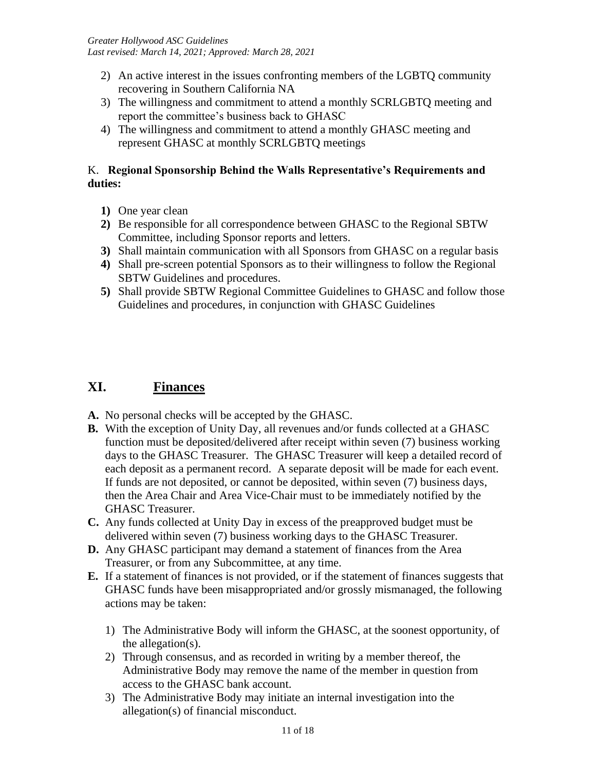2) An active interest in the issues confronting members of the LGBTQ community recovering in Southern California NA
3) The willingness and commitment to attend a monthly SCRLGBTQ meeting and report the committee's business back to GHASC
4) The willingness and commitment to attend a monthly GHASC meeting and represent GHASC at monthly SCRLGBTQ meetings

K. **Regional Sponsorship Behind the Walls Representative's Requirements and duties:**

**1)** One year clean
**2)** Be responsible for all correspondence between GHASC to the Regional SBTW Committee, including Sponsor reports and letters.
**3)** Shall maintain communication with all Sponsors from GHASC on a regular basis
**4)** Shall pre-screen potential Sponsors as to their willingness to follow the Regional SBTW Guidelines and procedures.
**5)** Shall provide SBTW Regional Committee Guidelines to GHASC and follow those Guidelines and procedures, in conjunction with GHASC Guidelines

## XI. Finances

**A.** No personal checks will be accepted by the GHASC.
**B.** With the exception of Unity Day, all revenues and/or funds collected at a GHASC function must be deposited/delivered after receipt within seven (7) business working days to the GHASC Treasurer. The GHASC Treasurer will keep a detailed record of each deposit as a permanent record. A separate deposit will be made for each event. If funds are not deposited, or cannot be deposited, within seven (7) business days, then the Area Chair and Area Vice-Chair must to be immediately notified by the GHASC Treasurer.
**C.** Any funds collected at Unity Day in excess of the preapproved budget must be delivered within seven (7) business working days to the GHASC Treasurer.
**D.** Any GHASC participant may demand a statement of finances from the Area Treasurer, or from any Subcommittee, at any time.
**E.** If a statement of finances is not provided, or if the statement of finances suggests that GHASC funds have been misappropriated and/or grossly mismanaged, the following actions may be taken:

1) The Administrative Body will inform the GHASC, at the soonest opportunity, of the allegation(s).
2) Through consensus, and as recorded in writing by a member thereof, the Administrative Body may remove the name of the member in question from access to the GHASC bank account.
3) The Administrative Body may initiate an internal investigation into the allegation(s) of financial misconduct.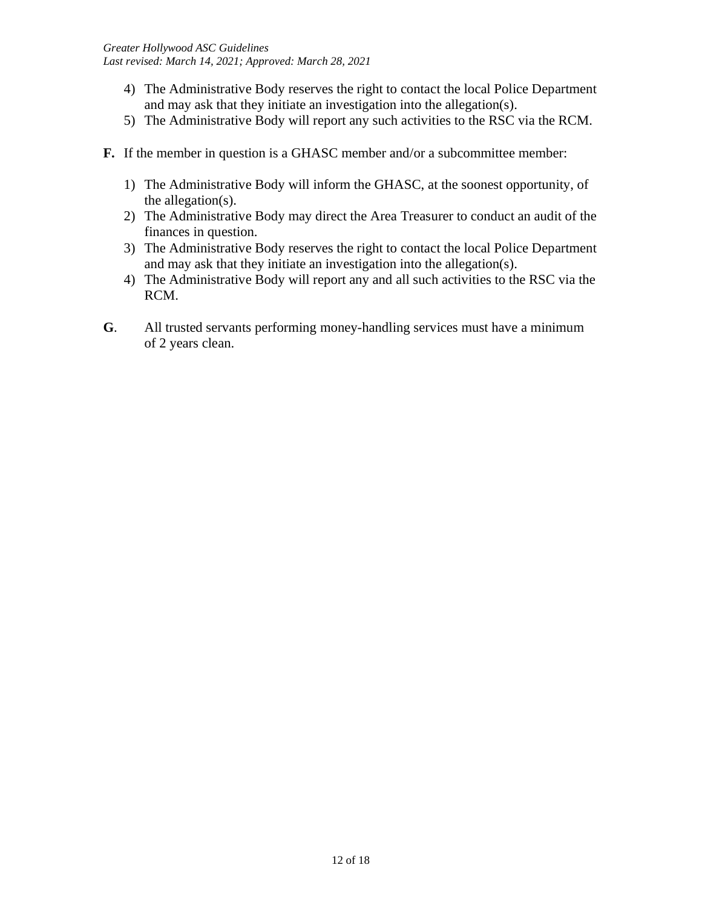4) The Administrative Body reserves the right to contact the local Police Department and may ask that they initiate an investigation into the allegation(s).
5) The Administrative Body will report any such activities to the RSC via the RCM.

**F.** If the member in question is a GHASC member and/or a subcommittee member:

1) The Administrative Body will inform the GHASC, at the soonest opportunity, of the allegation(s).
2) The Administrative Body may direct the Area Treasurer to conduct an audit of the finances in question.
3) The Administrative Body reserves the right to contact the local Police Department and may ask that they initiate an investigation into the allegation(s).
4) The Administrative Body will report any and all such activities to the RSC via the RCM.

**G**. All trusted servants performing money-handling services must have a minimum of 2 years clean.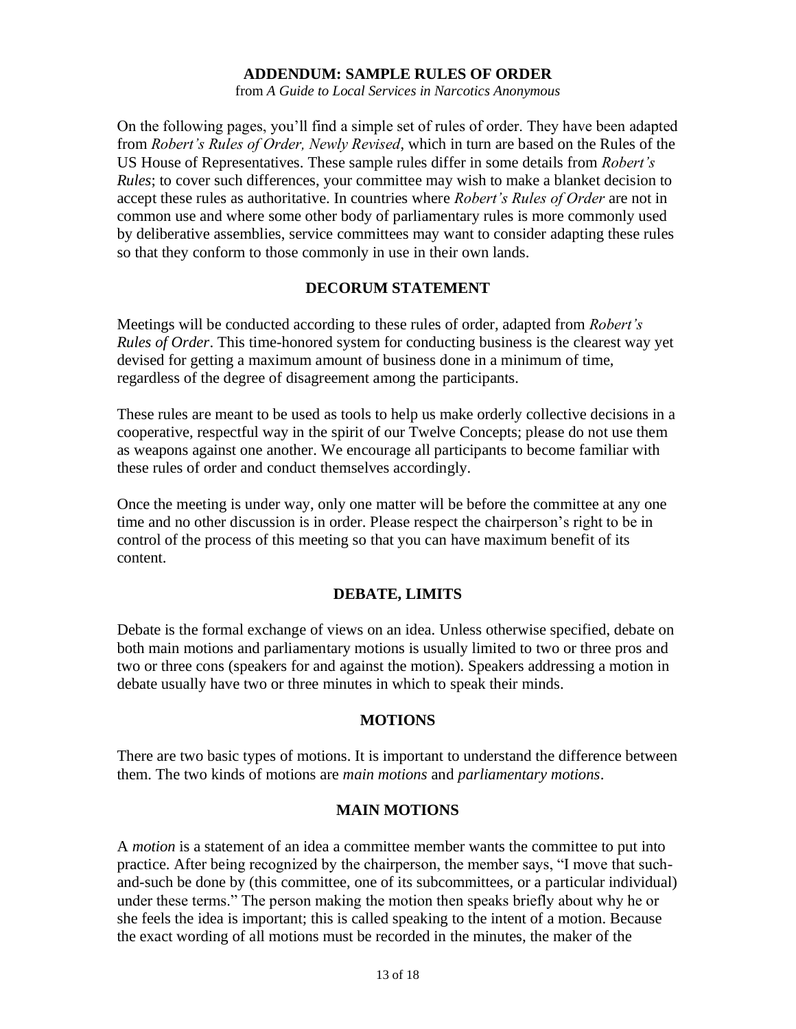## ADDENDUM: SAMPLE RULES OF ORDER

from *A Guide to Local Services in Narcotics Anonymous*

On the following pages, you'll find a simple set of rules of order. They have been adapted from *Robert's Rules of Order, Newly Revised*, which in turn are based on the Rules of the US House of Representatives. These sample rules differ in some details from *Robert's Rules*; to cover such differences, your committee may wish to make a blanket decision to accept these rules as authoritative. In countries where *Robert's Rules of Order* are not in common use and where some other body of parliamentary rules is more commonly used by deliberative assemblies, service committees may want to consider adapting these rules so that they conform to those commonly in use in their own lands.

### DECORUM STATEMENT

Meetings will be conducted according to these rules of order, adapted from *Robert's Rules of Order*. This time-honored system for conducting business is the clearest way yet devised for getting a maximum amount of business done in a minimum of time, regardless of the degree of disagreement among the participants.

These rules are meant to be used as tools to help us make orderly collective decisions in a cooperative, respectful way in the spirit of our Twelve Concepts; please do not use them as weapons against one another. We encourage all participants to become familiar with these rules of order and conduct themselves accordingly.

Once the meeting is under way, only one matter will be before the committee at any one time and no other discussion is in order. Please respect the chairperson's right to be in control of the process of this meeting so that you can have maximum benefit of its content.

### DEBATE, LIMITS

Debate is the formal exchange of views on an idea. Unless otherwise specified, debate on both main motions and parliamentary motions is usually limited to two or three pros and two or three cons (speakers for and against the motion). Speakers addressing a motion in debate usually have two or three minutes in which to speak their minds.

### MOTIONS

There are two basic types of motions. It is important to understand the difference between them. The two kinds of motions are *main motions* and *parliamentary motions*.

### MAIN MOTIONS

A *motion* is a statement of an idea a committee member wants the committee to put into practice. After being recognized by the chairperson, the member says, "I move that such-and-such be done by (this committee, one of its subcommittees, or a particular individual) under these terms." The person making the motion then speaks briefly about why he or she feels the idea is important; this is called speaking to the intent of a motion. Because the exact wording of all motions must be recorded in the minutes, the maker of the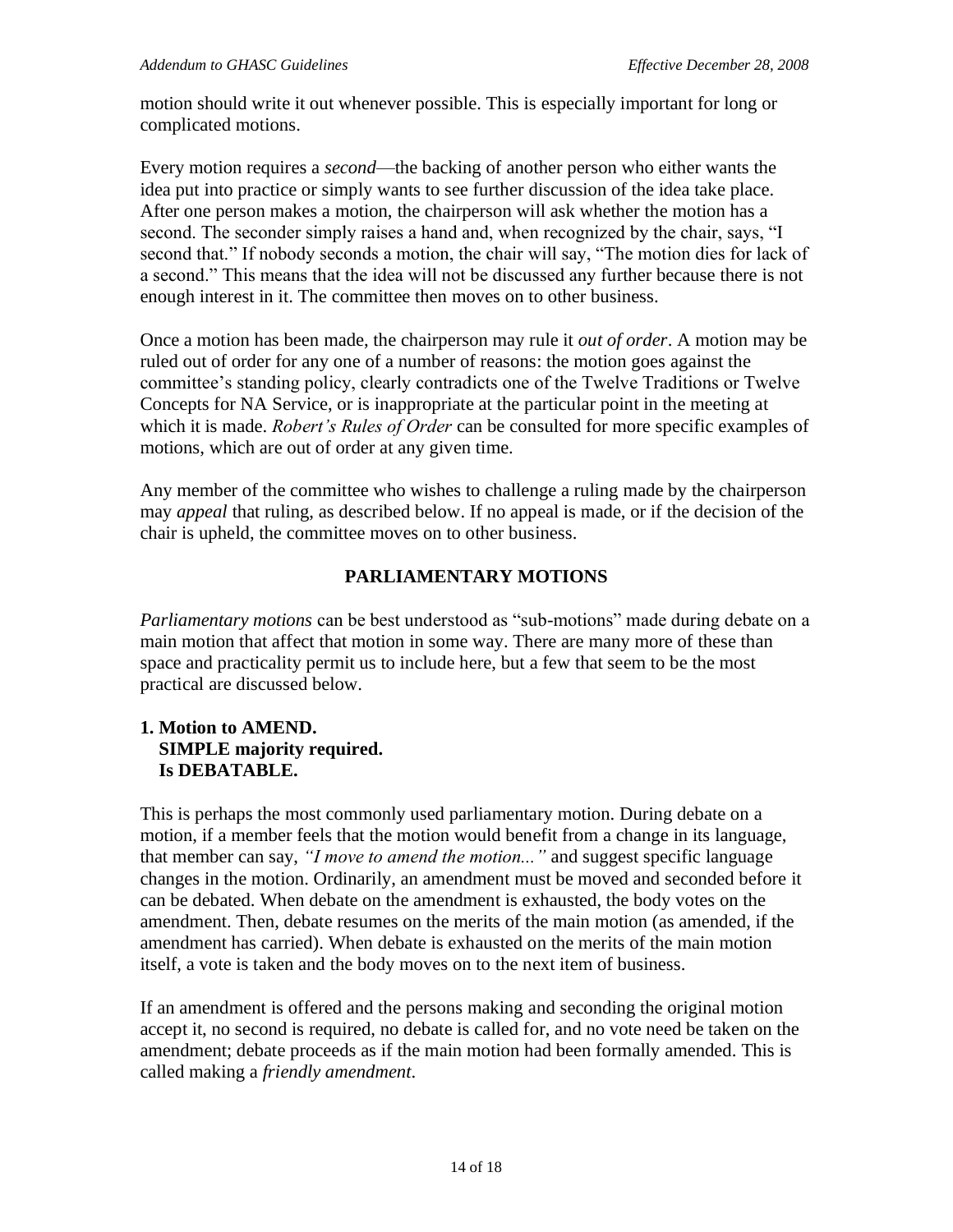motion should write it out whenever possible. This is especially important for long or complicated motions.

Every motion requires a *second*—the backing of another person who either wants the idea put into practice or simply wants to see further discussion of the idea take place. After one person makes a motion, the chairperson will ask whether the motion has a second. The seconder simply raises a hand and, when recognized by the chair, says, "I second that." If nobody seconds a motion, the chair will say, "The motion dies for lack of a second." This means that the idea will not be discussed any further because there is not enough interest in it. The committee then moves on to other business.

Once a motion has been made, the chairperson may rule it *out of order*. A motion may be ruled out of order for any one of a number of reasons: the motion goes against the committee's standing policy, clearly contradicts one of the Twelve Traditions or Twelve Concepts for NA Service, or is inappropriate at the particular point in the meeting at which it is made. *Robert's Rules of Order* can be consulted for more specific examples of motions, which are out of order at any given time.

Any member of the committee who wishes to challenge a ruling made by the chairperson may *appeal* that ruling, as described below. If no appeal is made, or if the decision of the chair is upheld, the committee moves on to other business.

## PARLIAMENTARY MOTIONS

*Parliamentary motions* can be best understood as "sub-motions" made during debate on a main motion that affect that motion in some way. There are many more of these than space and practicality permit us to include here, but a few that seem to be the most practical are discussed below.

**1. Motion to AMEND.**
**SIMPLE majority required.**
**Is DEBATABLE.**

This is perhaps the most commonly used parliamentary motion. During debate on a motion, if a member feels that the motion would benefit from a change in its language, that member can say, *"I move to amend the motion..."* and suggest specific language changes in the motion. Ordinarily, an amendment must be moved and seconded before it can be debated. When debate on the amendment is exhausted, the body votes on the amendment. Then, debate resumes on the merits of the main motion (as amended, if the amendment has carried). When debate is exhausted on the merits of the main motion itself, a vote is taken and the body moves on to the next item of business.

If an amendment is offered and the persons making and seconding the original motion accept it, no second is required, no debate is called for, and no vote need be taken on the amendment; debate proceeds as if the main motion had been formally amended. This is called making a *friendly amendment*.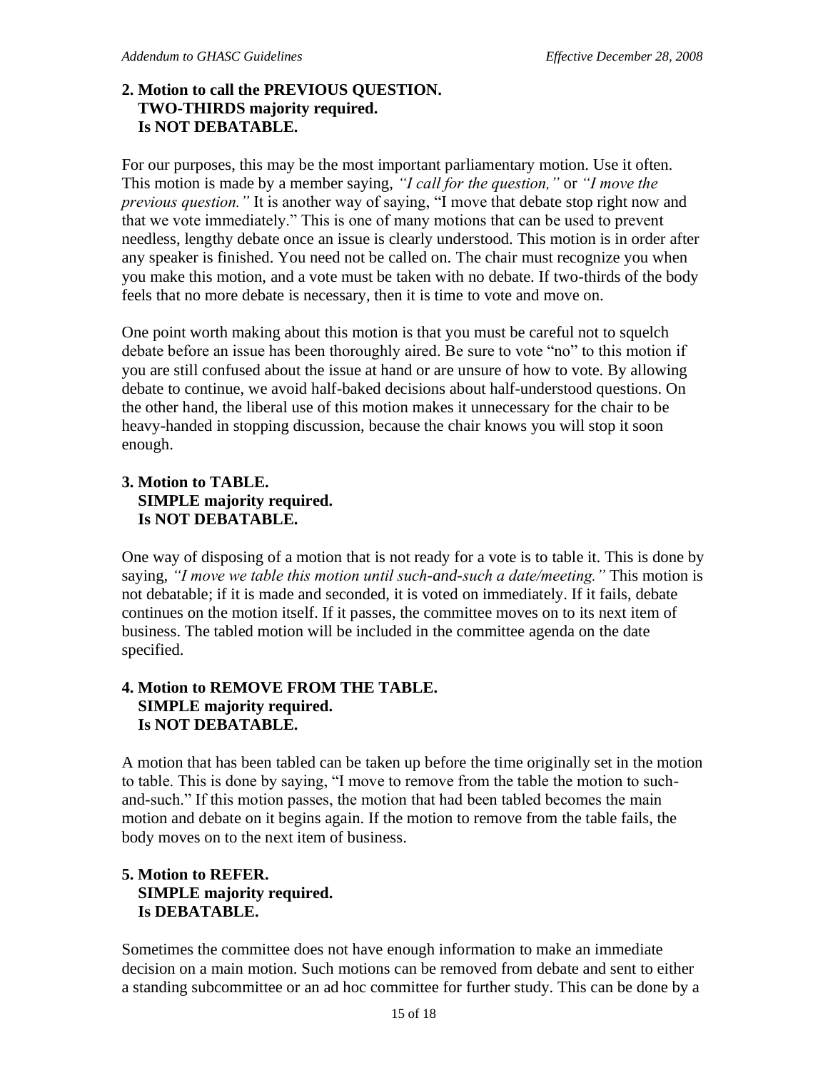**2. Motion to call the PREVIOUS QUESTION.**
**TWO-THIRDS majority required.**
**Is NOT DEBATABLE.**

For our purposes, this may be the most important parliamentary motion. Use it often. This motion is made by a member saying, *"I call for the question,"* or *"I move the previous question."* It is another way of saying, "I move that debate stop right now and that we vote immediately." This is one of many motions that can be used to prevent needless, lengthy debate once an issue is clearly understood. This motion is in order after any speaker is finished. You need not be called on. The chair must recognize you when you make this motion, and a vote must be taken with no debate. If two-thirds of the body feels that no more debate is necessary, then it is time to vote and move on.

One point worth making about this motion is that you must be careful not to squelch debate before an issue has been thoroughly aired. Be sure to vote "no" to this motion if you are still confused about the issue at hand or are unsure of how to vote. By allowing debate to continue, we avoid half-baked decisions about half-understood questions. On the other hand, the liberal use of this motion makes it unnecessary for the chair to be heavy-handed in stopping discussion, because the chair knows you will stop it soon enough.

**3. Motion to TABLE.**
**SIMPLE majority required.**
**Is NOT DEBATABLE.**

One way of disposing of a motion that is not ready for a vote is to table it. This is done by saying, *"I move we table this motion until such-and-such a date/meeting."* This motion is not debatable; if it is made and seconded, it is voted on immediately. If it fails, debate continues on the motion itself. If it passes, the committee moves on to its next item of business. The tabled motion will be included in the committee agenda on the date specified.

**4. Motion to REMOVE FROM THE TABLE.**
**SIMPLE majority required.**
**Is NOT DEBATABLE.**

A motion that has been tabled can be taken up before the time originally set in the motion to table. This is done by saying, "I move to remove from the table the motion to such-and-such." If this motion passes, the motion that had been tabled becomes the main motion and debate on it begins again. If the motion to remove from the table fails, the body moves on to the next item of business.

**5. Motion to REFER.**
**SIMPLE majority required.**
**Is DEBATABLE.**

Sometimes the committee does not have enough information to make an immediate decision on a main motion. Such motions can be removed from debate and sent to either a standing subcommittee or an ad hoc committee for further study. This can be done by a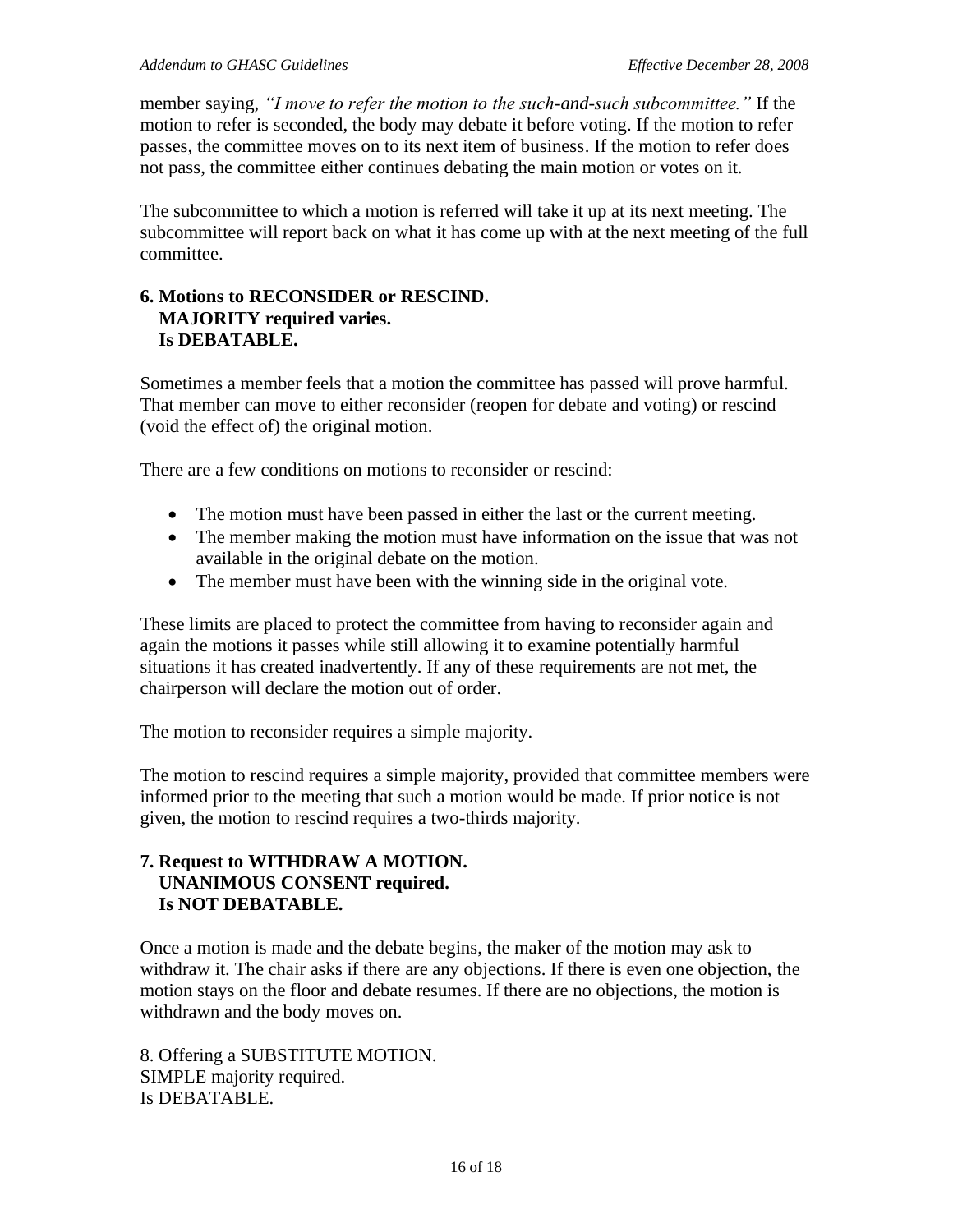member saying, *"I move to refer the motion to the such-and-such subcommittee."* If the motion to refer is seconded, the body may debate it before voting. If the motion to refer passes, the committee moves on to its next item of business. If the motion to refer does not pass, the committee either continues debating the main motion or votes on it.

The subcommittee to which a motion is referred will take it up at its next meeting. The subcommittee will report back on what it has come up with at the next meeting of the full committee.

**6. Motions to RECONSIDER or RESCIND.**
**MAJORITY required varies.**
**Is DEBATABLE.**

Sometimes a member feels that a motion the committee has passed will prove harmful. That member can move to either reconsider (reopen for debate and voting) or rescind (void the effect of) the original motion.

There are a few conditions on motions to reconsider or rescind:

- The motion must have been passed in either the last or the current meeting.
- The member making the motion must have information on the issue that was not available in the original debate on the motion.
- The member must have been with the winning side in the original vote.

These limits are placed to protect the committee from having to reconsider again and again the motions it passes while still allowing it to examine potentially harmful situations it has created inadvertently. If any of these requirements are not met, the chairperson will declare the motion out of order.

The motion to reconsider requires a simple majority.

The motion to rescind requires a simple majority, provided that committee members were informed prior to the meeting that such a motion would be made. If prior notice is not given, the motion to rescind requires a two-thirds majority.

**7. Request to WITHDRAW A MOTION.**
**UNANIMOUS CONSENT required.**
**Is NOT DEBATABLE.**

Once a motion is made and the debate begins, the maker of the motion may ask to withdraw it. The chair asks if there are any objections. If there is even one objection, the motion stays on the floor and debate resumes. If there are no objections, the motion is withdrawn and the body moves on.

8. Offering a SUBSTITUTE MOTION.
SIMPLE majority required.
Is DEBATABLE.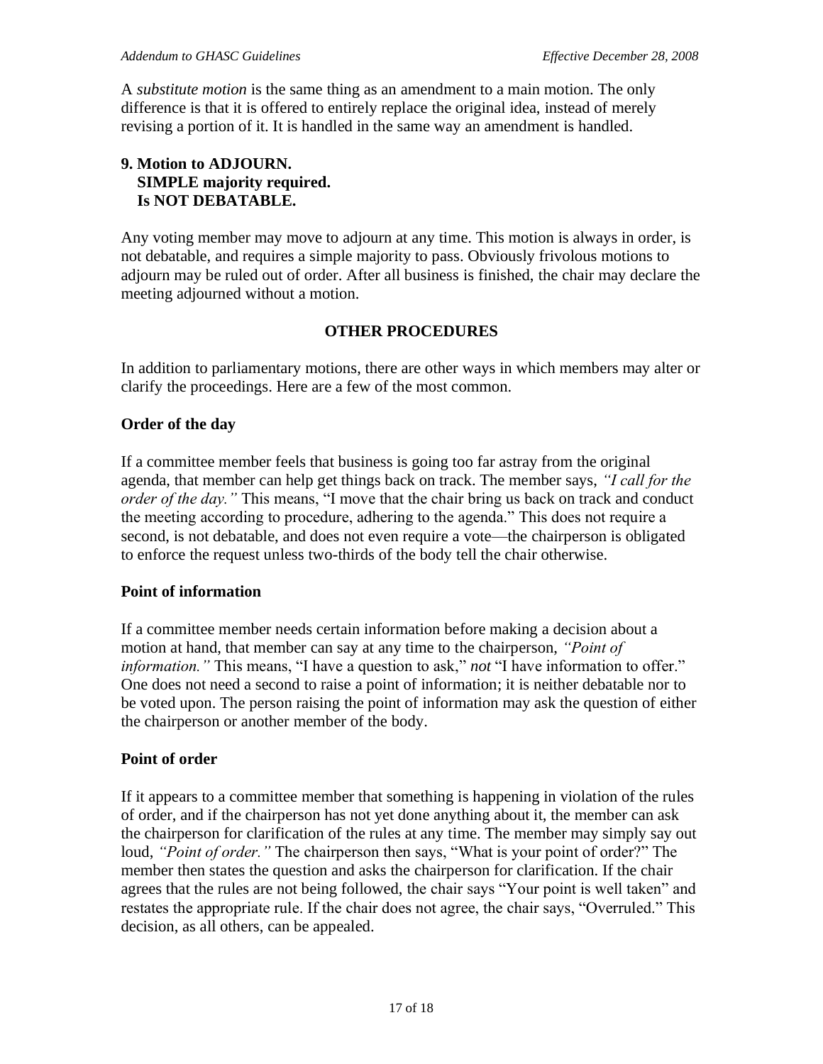A *substitute motion* is the same thing as an amendment to a main motion. The only difference is that it is offered to entirely replace the original idea, instead of merely revising a portion of it. It is handled in the same way an amendment is handled.

**9. Motion to ADJOURN.**
**SIMPLE majority required.**
**Is NOT DEBATABLE.**

Any voting member may move to adjourn at any time. This motion is always in order, is not debatable, and requires a simple majority to pass. Obviously frivolous motions to adjourn may be ruled out of order. After all business is finished, the chair may declare the meeting adjourned without a motion.

## OTHER PROCEDURES

In addition to parliamentary motions, there are other ways in which members may alter or clarify the proceedings. Here are a few of the most common.

### Order of the day

If a committee member feels that business is going too far astray from the original agenda, that member can help get things back on track. The member says, *"I call for the order of the day."* This means, "I move that the chair bring us back on track and conduct the meeting according to procedure, adhering to the agenda." This does not require a second, is not debatable, and does not even require a vote—the chairperson is obligated to enforce the request unless two-thirds of the body tell the chair otherwise.

### Point of information

If a committee member needs certain information before making a decision about a motion at hand, that member can say at any time to the chairperson, *"Point of information."* This means, "I have a question to ask," ***not*** "I have information to offer." One does not need a second to raise a point of information; it is neither debatable nor to be voted upon. The person raising the point of information may ask the question of either the chairperson or another member of the body.

### Point of order

If it appears to a committee member that something is happening in violation of the rules of order, and if the chairperson has not yet done anything about it, the member can ask the chairperson for clarification of the rules at any time. The member may simply say out loud, *"Point of order."* The chairperson then says, "What is your point of order?" The member then states the question and asks the chairperson for clarification. If the chair agrees that the rules are not being followed, the chair says "Your point is well taken" and restates the appropriate rule. If the chair does not agree, the chair says, "Overruled." This decision, as all others, can be appealed.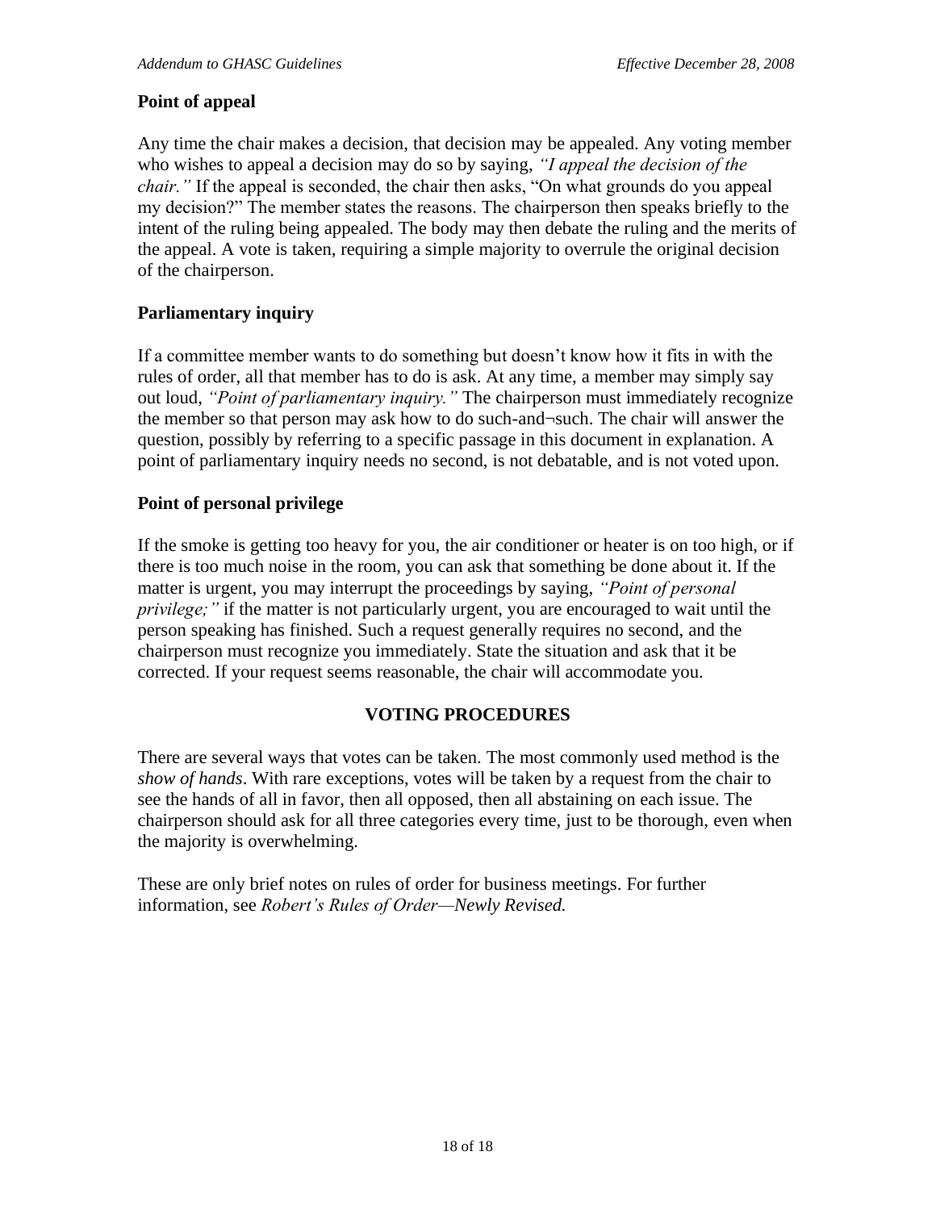### Point of appeal

Any time the chair makes a decision, that decision may be appealed. Any voting member who wishes to appeal a decision may do so by saying, *"I appeal the decision of the chair."* If the appeal is seconded, the chair then asks, "On what grounds do you appeal my decision?" The member states the reasons. The chairperson then speaks briefly to the intent of the ruling being appealed. The body may then debate the ruling and the merits of the appeal. A vote is taken, requiring a simple majority to overrule the original decision of the chairperson.

### Parliamentary inquiry

If a committee member wants to do something but doesn't know how it fits in with the rules of order, all that member has to do is ask. At any time, a member may simply say out loud, *"Point of parliamentary inquiry."* The chairperson must immediately recognize the member so that person may ask how to do such-and¬such. The chair will answer the question, possibly by referring to a specific passage in this document in explanation. A point of parliamentary inquiry needs no second, is not debatable, and is not voted upon.

### Point of personal privilege

If the smoke is getting too heavy for you, the air conditioner or heater is on too high, or if there is too much noise in the room, you can ask that something be done about it. If the matter is urgent, you may interrupt the proceedings by saying, *"Point of personal privilege;"* if the matter is not particularly urgent, you are encouraged to wait until the person speaking has finished. Such a request generally requires no second, and the chairperson must recognize you immediately. State the situation and ask that it be corrected. If your request seems reasonable, the chair will accommodate you.

## VOTING PROCEDURES

There are several ways that votes can be taken. The most commonly used method is the *show of hands*. With rare exceptions, votes will be taken by a request from the chair to see the hands of all in favor, then all opposed, then all abstaining on each issue. The chairperson should ask for all three categories every time, just to be thorough, even when the majority is overwhelming.

These are only brief notes on rules of order for business meetings. For further information, see *Robert's Rules of Order—Newly Revised.*